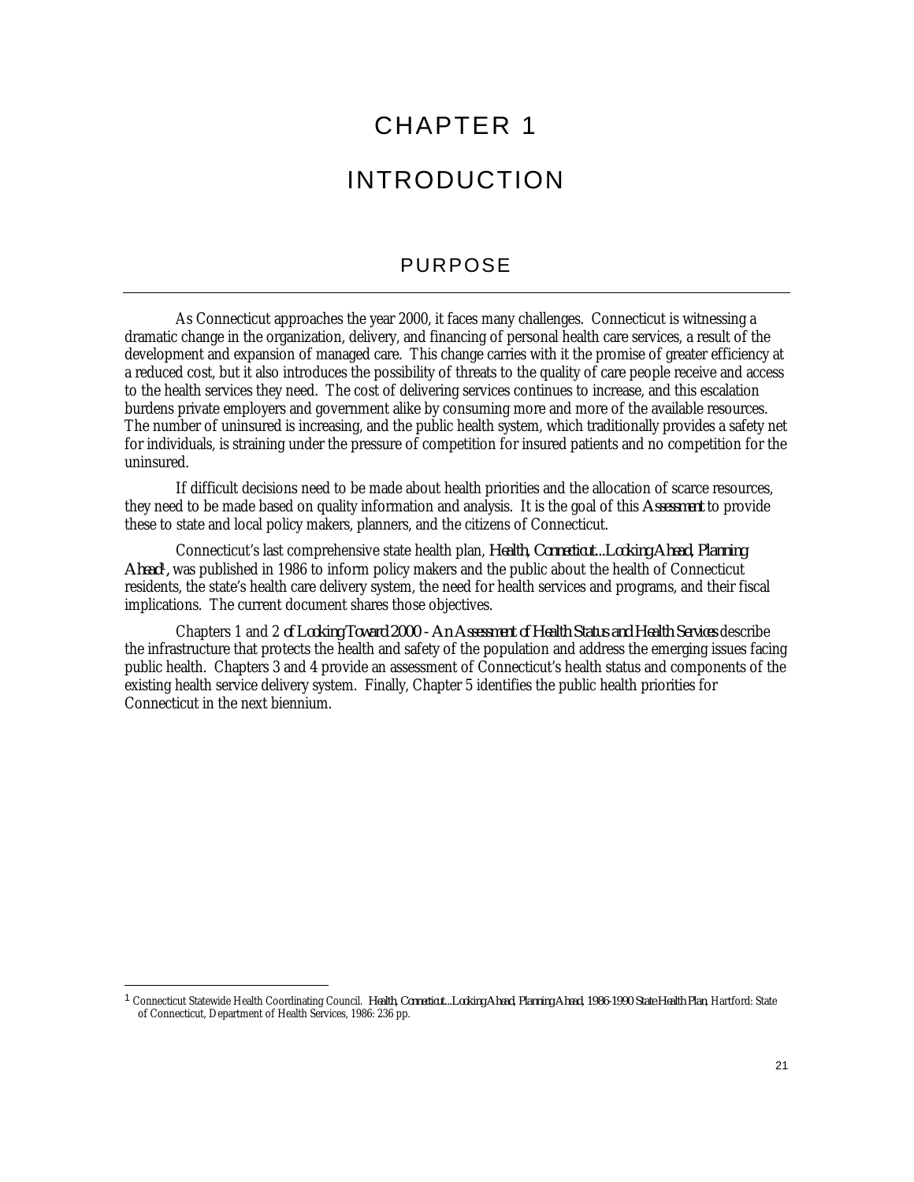# CHAPTER 1

# INTRODUCTION

## PURPOSE

As Connecticut approaches the year 2000, it faces many challenges. Connecticut is witnessing a dramatic change in the organization, delivery, and financing of personal health care services, a result of the development and expansion of managed care. This change carries with it the promise of greater efficiency at a reduced cost, but it also introduces the possibility of threats to the quality of care people receive and access to the health services they need. The cost of delivering services continues to increase, and this escalation burdens private employers and government alike by consuming more and more of the available resources. The number of uninsured is increasing, and the public health system, which traditionally provides a safety net for individuals, is straining under the pressure of competition for insured patients and no competition for the uninsured.

If difficult decisions need to be made about health priorities and the allocation of scarce resources, they need to be made based on quality information and analysis. It is the goal of this *Assessment* to provide these to state and local policy makers, planners, and the citizens of Connecticut.

Connecticut's last comprehensive state health plan, *Health, Connecticut...Looking Ahead, Planning Ahead*[1], was published in 1986 to inform policy makers and the public about the health of Connecticut residents, the state's health care delivery system, the need for health services and programs, and their fiscal implications. The current document shares those objectives.

Chapters 1 and 2 *of Looking Toward 2000 - An Assessment of Health Status and Health Services* describe the infrastructure that protects the health and safety of the population and address the emerging issues facing public health. Chapters 3 and 4 provide an assessment of Connecticut's health status and components of the existing health service delivery system. Finally, Chapter 5 identifies the public health priorities for Connecticut in the next biennium.

---

[1] Connecticut Statewide Health Coordinating Council. *Health, Connecticut...Looking Ahead, Planning Ahead, 1986-1990 State Health Plan*, Hartford: State of Connecticut, Department of Health Services, 1986: 236 pp.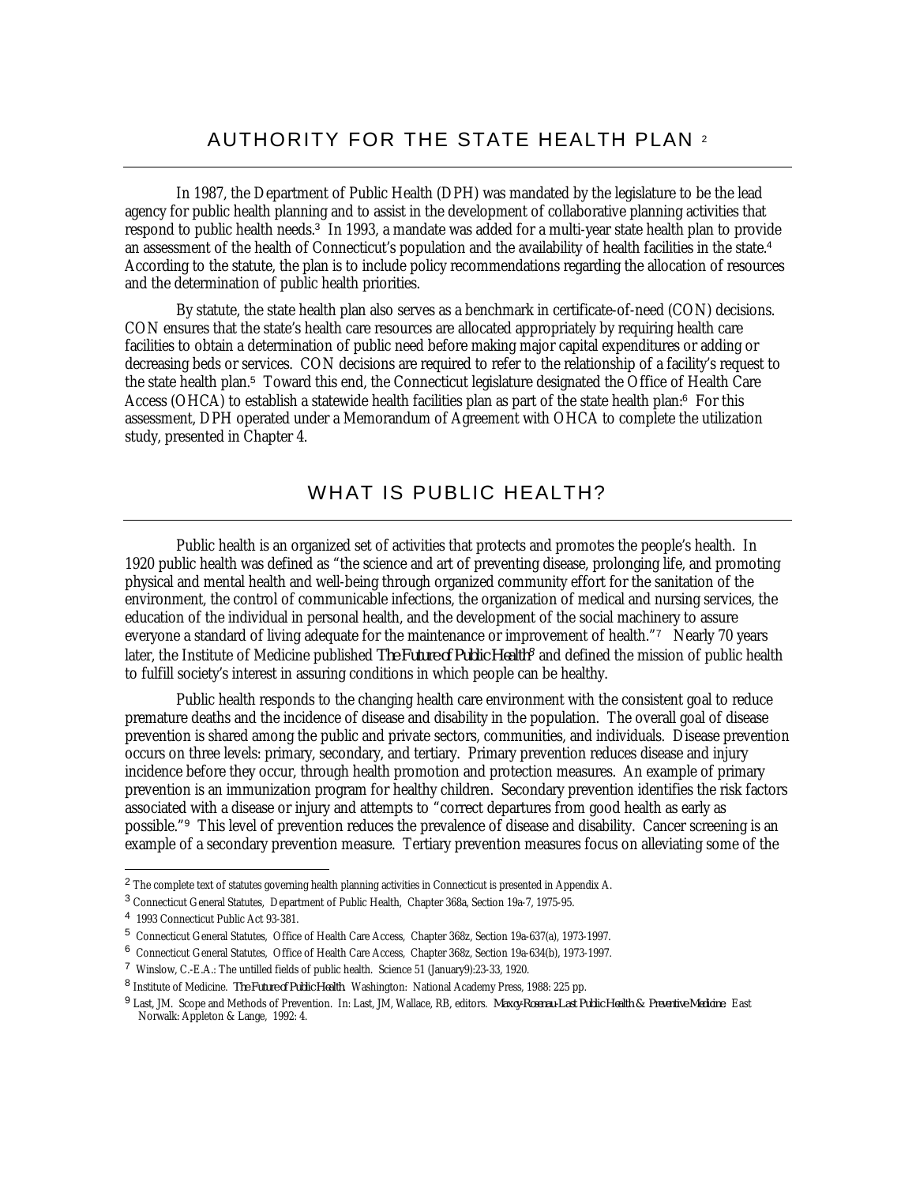# AUTHORITY FOR THE STATE HEALTH PLAN [2]

In 1987, the Department of Public Health (DPH) was mandated by the legislature to be the lead agency for public health planning and to assist in the development of collaborative planning activities that respond to public health needs.[3] In 1993, a mandate was added for a multi-year state health plan to provide an assessment of the health of Connecticut's population and the availability of health facilities in the state.[4] According to the statute, the plan is to include policy recommendations regarding the allocation of resources and the determination of public health priorities.

By statute, the state health plan also serves as a benchmark in certificate-of-need (CON) decisions. CON ensures that the state's health care resources are allocated appropriately by requiring health care facilities to obtain a determination of public need before making major capital expenditures or adding or decreasing beds or services. CON decisions are required to refer to the relationship of a facility's request to the state health plan.[5] Toward this end, the Connecticut legislature designated the Office of Health Care Access (OHCA) to establish a statewide health facilities plan as part of the state health plan.[6] For this assessment, DPH operated under a Memorandum of Agreement with OHCA to complete the utilization study, presented in Chapter 4.

# WHAT IS PUBLIC HEALTH?

Public health is an organized set of activities that protects and promotes the people's health. In 1920 public health was defined as "the science and art of preventing disease, prolonging life, and promoting physical and mental health and well-being through organized community effort for the sanitation of the environment, the control of communicable infections, the organization of medical and nursing services, the education of the individual in personal health, and the development of the social machinery to assure everyone a standard of living adequate for the maintenance or improvement of health."[7] Nearly 70 years later, the Institute of Medicine published *The Future of Public Health*[8] and defined the mission of public health to fulfill society's interest in assuring conditions in which people can be healthy.

Public health responds to the changing health care environment with the consistent goal to reduce premature deaths and the incidence of disease and disability in the population. The overall goal of disease prevention is shared among the public and private sectors, communities, and individuals. Disease prevention occurs on three levels: primary, secondary, and tertiary. Primary prevention reduces disease and injury incidence before they occur, through health promotion and protection measures. An example of primary prevention is an immunization program for healthy children. Secondary prevention identifies the risk factors associated with a disease or injury and attempts to "correct departures from good health as early as possible."[9] This level of prevention reduces the prevalence of disease and disability. Cancer screening is an example of a secondary prevention measure. Tertiary prevention measures focus on alleviating some of the

---

[2] The complete text of statutes governing health planning activities in Connecticut is presented in Appendix A.

[3] Connecticut General Statutes, Department of Public Health, Chapter 368a, Section 19a-7, 1975-95.

[4] 1993 Connecticut Public Act 93-381.

[5] Connecticut General Statutes, Office of Health Care Access, Chapter 368z, Section 19a-637(a), 1973-1997.

[6] Connecticut General Statutes, Office of Health Care Access, Chapter 368z, Section 19a-634(b), 1973-1997.

[7] Winslow, C.-E.A.: The untilled fields of public health. Science 51 (January9):23-33, 1920.

[8] Institute of Medicine. *The Future of Public Health.* Washington: National Academy Press, 1988: 225 pp.

[9] Last, JM. Scope and Methods of Prevention. In: Last, JM, Wallace, RB, editors. *Maxcy-Rosenau-Last Public Health & Preventive Medicine.* East Norwalk: Appleton & Lange, 1992: 4.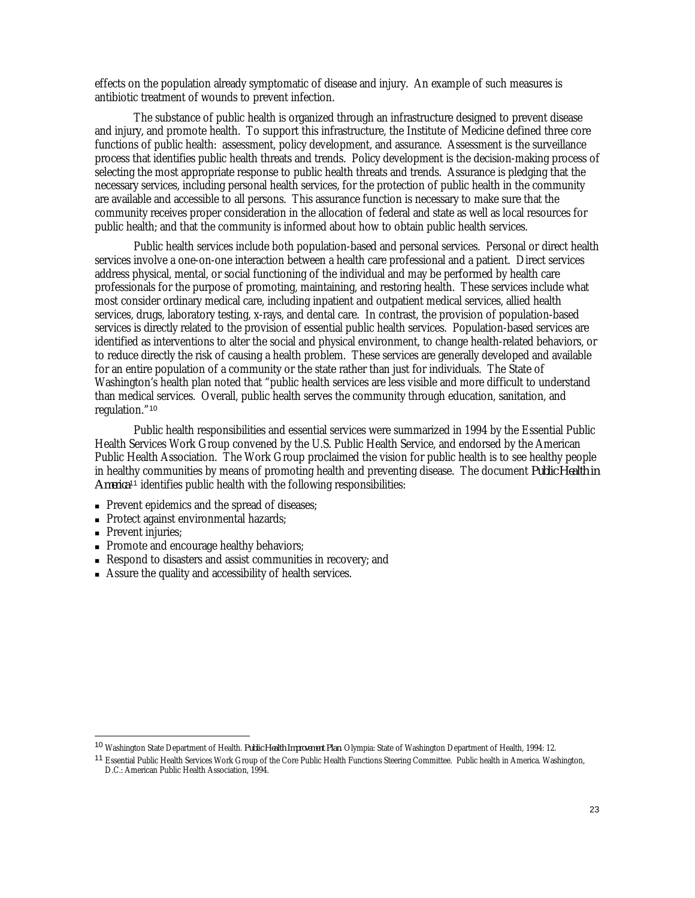effects on the population already symptomatic of disease and injury. An example of such measures is antibiotic treatment of wounds to prevent infection.

The substance of public health is organized through an infrastructure designed to prevent disease and injury, and promote health. To support this infrastructure, the Institute of Medicine defined three core functions of public health: assessment, policy development, and assurance. Assessment is the surveillance process that identifies public health threats and trends. Policy development is the decision-making process of selecting the most appropriate response to public health threats and trends. Assurance is pledging that the necessary services, including personal health services, for the protection of public health in the community are available and accessible to all persons. This assurance function is necessary to make sure that the community receives proper consideration in the allocation of federal and state as well as local resources for public health; and that the community is informed about how to obtain public health services.

Public health services include both population-based and personal services. Personal or direct health services involve a one-on-one interaction between a health care professional and a patient. Direct services address physical, mental, or social functioning of the individual and may be performed by health care professionals for the purpose of promoting, maintaining, and restoring health. These services include what most consider ordinary medical care, including inpatient and outpatient medical services, allied health services, drugs, laboratory testing, x-rays, and dental care. In contrast, the provision of population-based services is directly related to the provision of essential public health services. Population-based services are identified as interventions to alter the social and physical environment, to change health-related behaviors, or to reduce directly the risk of causing a health problem. These services are generally developed and available for an entire population of a community or the state rather than just for individuals. The State of Washington's health plan noted that "public health services are less visible and more difficult to understand than medical services. Overall, public health serves the community through education, sanitation, and regulation."[10]

Public health responsibilities and essential services were summarized in 1994 by the Essential Public Health Services Work Group convened by the U.S. Public Health Service, and endorsed by the American Public Health Association. The Work Group proclaimed the vision for public health is to see healthy people in healthy communities by means of promoting health and preventing disease. The document *Public Health in America*[11] identifies public health with the following responsibilities:

- Prevent epidemics and the spread of diseases;
- Protect against environmental hazards;
- Prevent injuries;
- Promote and encourage healthy behaviors;
- Respond to disasters and assist communities in recovery; and
- Assure the quality and accessibility of health services.

---

[10] Washington State Department of Health. *Public Health Improvement Plan*. Olympia: State of Washington Department of Health, 1994: 12.

[11] Essential Public Health Services Work Group of the Core Public Health Functions Steering Committee. Public health in America. Washington, D.C.: American Public Health Association, 1994.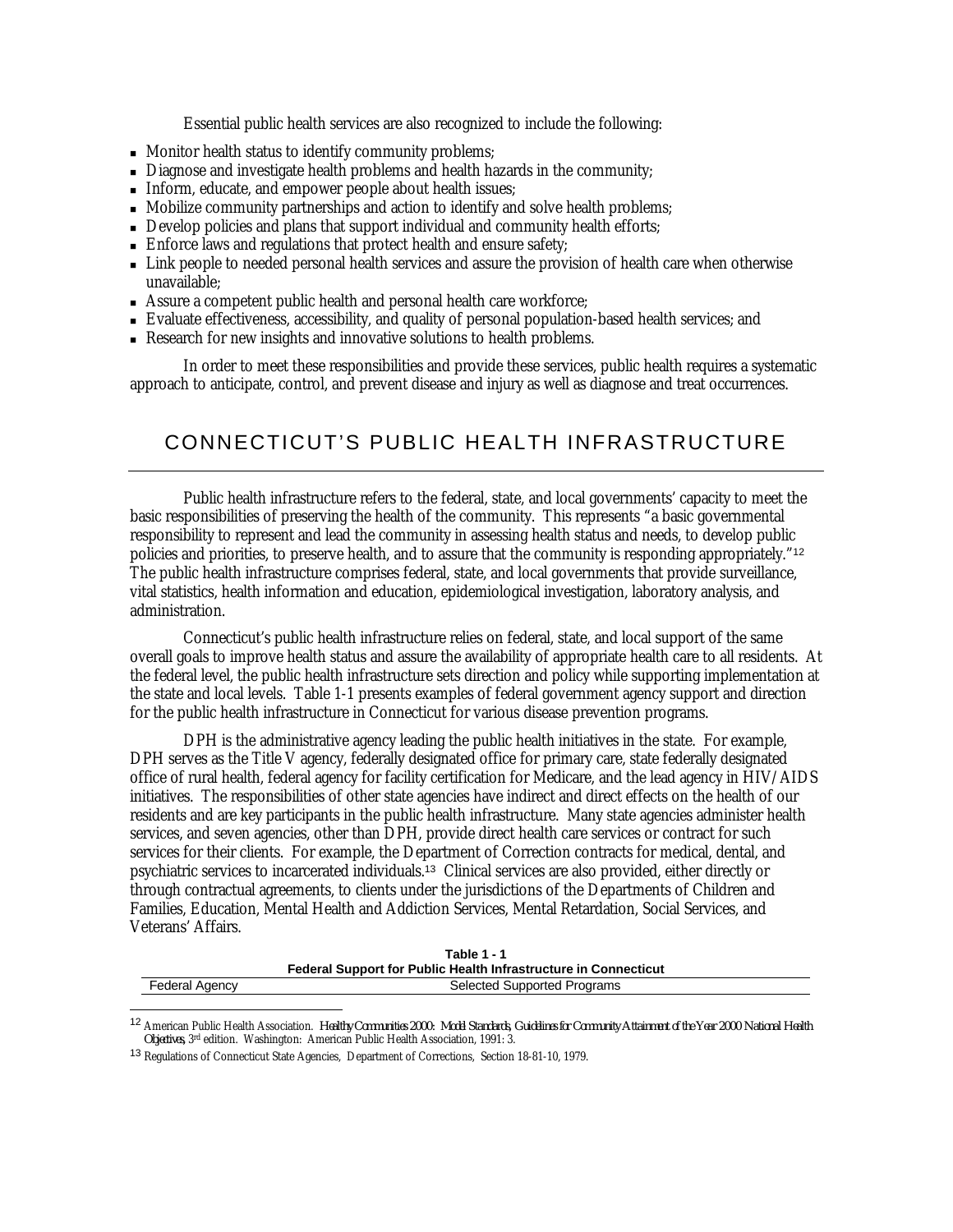Essential public health services are also recognized to include the following:

- Monitor health status to identify community problems;
- Diagnose and investigate health problems and health hazards in the community;
- Inform, educate, and empower people about health issues;
- Mobilize community partnerships and action to identify and solve health problems;
- Develop policies and plans that support individual and community health efforts;
- Enforce laws and regulations that protect health and ensure safety;
- Link people to needed personal health services and assure the provision of health care when otherwise unavailable;
- Assure a competent public health and personal health care workforce;
- Evaluate effectiveness, accessibility, and quality of personal population-based health services; and
- Research for new insights and innovative solutions to health problems.

In order to meet these responsibilities and provide these services, public health requires a systematic approach to anticipate, control, and prevent disease and injury as well as diagnose and treat occurrences.

## CONNECTICUT'S PUBLIC HEALTH INFRASTRUCTURE

Public health infrastructure refers to the federal, state, and local governments' capacity to meet the basic responsibilities of preserving the health of the community. This represents "a basic governmental responsibility to represent and lead the community in assessing health status and needs, to develop public policies and priorities, to preserve health, and to assure that the community is responding appropriately."[12] The public health infrastructure comprises federal, state, and local governments that provide surveillance, vital statistics, health information and education, epidemiological investigation, laboratory analysis, and administration.

Connecticut's public health infrastructure relies on federal, state, and local support of the same overall goals to improve health status and assure the availability of appropriate health care to all residents. At the federal level, the public health infrastructure sets direction and policy while supporting implementation at the state and local levels. Table 1-1 presents examples of federal government agency support and direction for the public health infrastructure in Connecticut for various disease prevention programs.

DPH is the administrative agency leading the public health initiatives in the state. For example, DPH serves as the Title V agency, federally designated office for primary care, state federally designated office of rural health, federal agency for facility certification for Medicare, and the lead agency in HIV/AIDS initiatives. The responsibilities of other state agencies have indirect and direct effects on the health of our residents and are key participants in the public health infrastructure. Many state agencies administer health services, and seven agencies, other than DPH, provide direct health care services or contract for such services for their clients. For example, the Department of Correction contracts for medical, dental, and psychiatric services to incarcerated individuals.[13] Clinical services are also provided, either directly or through contractual agreements, to clients under the jurisdictions of the Departments of Children and Families, Education, Mental Health and Addiction Services, Mental Retardation, Social Services, and Veterans' Affairs.

**Table 1 - 1**
**Federal Support for Public Health Infrastructure in Connecticut**

| Federal Agency | Selected Supported Programs |
|---|---|

[12] American Public Health Association. *Healthy Communities 2000: Model Standards, Guidelines for Community Attainment of the Year 2000 National Health Objectives*, 3rd edition. Washington: American Public Health Association, 1991: 3.

[13] Regulations of Connecticut State Agencies, Department of Corrections, Section 18-81-10, 1979.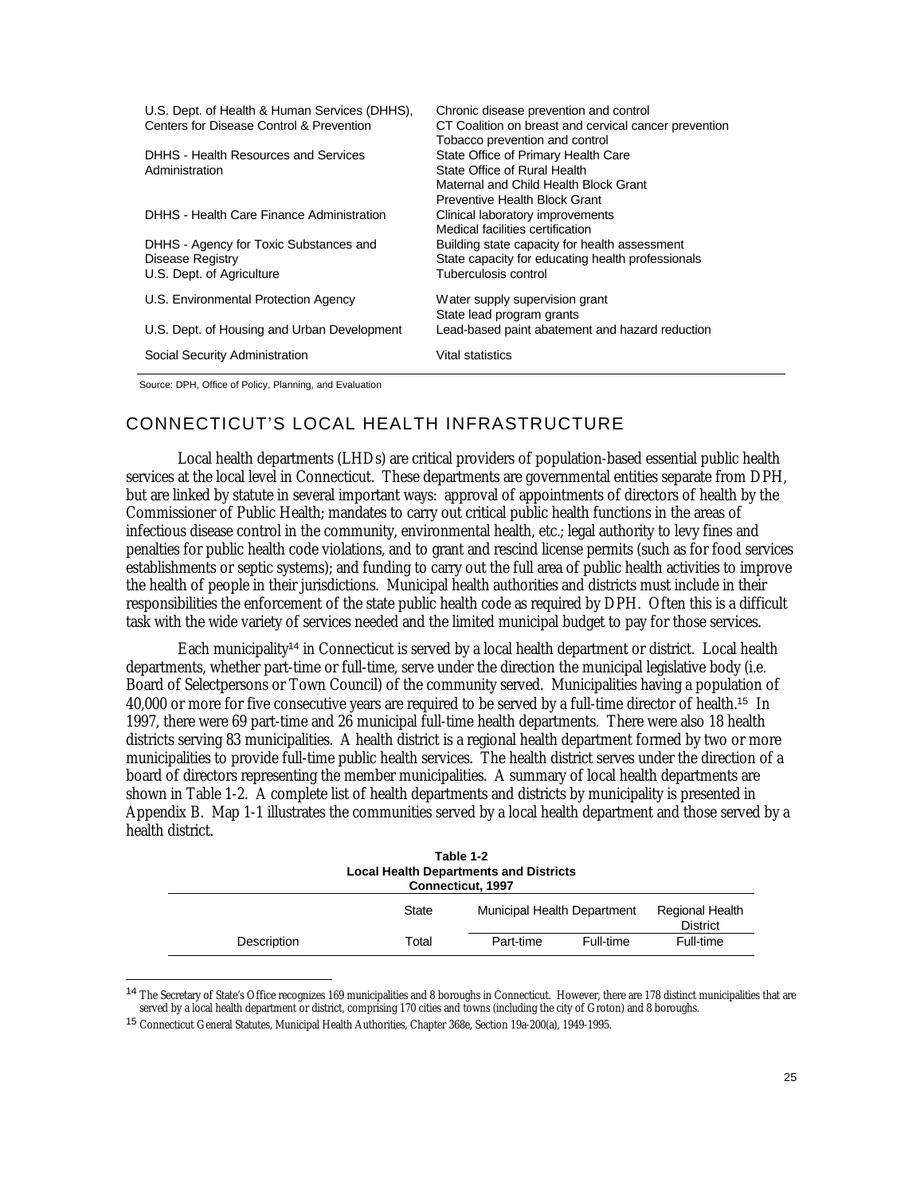| | |
|---|---|
| U.S. Dept. of Health & Human Services (DHHS), Centers for Disease Control & Prevention | Chronic disease prevention and control<br>CT Coalition on breast and cervical cancer prevention<br>Tobacco prevention and control |
| DHHS - Health Resources and Services Administration | State Office of Primary Health Care<br>State Office of Rural Health<br>Maternal and Child Health Block Grant<br>Preventive Health Block Grant |
| DHHS - Health Care Finance Administration | Clinical laboratory improvements<br>Medical facilities certification |
| DHHS - Agency for Toxic Substances and Disease Registry | Building state capacity for health assessment<br>State capacity for educating health professionals |
| U.S. Dept. of Agriculture | Tuberculosis control |
| U.S. Environmental Protection Agency | Water supply supervision grant<br>State lead program grants |
| U.S. Dept. of Housing and Urban Development | Lead-based paint abatement and hazard reduction |
| Social Security Administration | Vital statistics |

Source: DPH, Office of Policy, Planning, and Evaluation

## CONNECTICUT'S LOCAL HEALTH INFRASTRUCTURE

Local health departments (LHDs) are critical providers of population-based essential public health services at the local level in Connecticut. These departments are governmental entities separate from DPH, but are linked by statute in several important ways: approval of appointments of directors of health by the Commissioner of Public Health; mandates to carry out critical public health functions in the areas of infectious disease control in the community, environmental health, etc.; legal authority to levy fines and penalties for public health code violations, and to grant and rescind license permits (such as for food services establishments or septic systems); and funding to carry out the full area of public health activities to improve the health of people in their jurisdictions. Municipal health authorities and districts must include in their responsibilities the enforcement of the state public health code as required by DPH. Often this is a difficult task with the wide variety of services needed and the limited municipal budget to pay for those services.

Each municipality[14] in Connecticut is served by a local health department or district. Local health departments, whether part-time or full-time, serve under the direction the municipal legislative body (i.e. Board of Selectpersons or Town Council) of the community served. Municipalities having a population of 40,000 or more for five consecutive years are required to be served by a full-time director of health.[15] In 1997, there were 69 part-time and 26 municipal full-time health departments. There were also 18 health districts serving 83 municipalities. A health district is a regional health department formed by two or more municipalities to provide full-time public health services. The health district serves under the direction of a board of directors representing the member municipalities. A summary of local health departments are shown in Table 1-2. A complete list of health departments and districts by municipality is presented in Appendix B. Map 1-1 illustrates the communities served by a local health department and those served by a health district.

**Table 1-2**
**Local Health Departments and Districts**
**Connecticut, 1997**

| | State | Municipal Health Department | | Regional Health District |
|---|---|---|---|---|
| Description | Total | Part-time | Full-time | Full-time |

[14] The Secretary of State's Office recognizes 169 municipalities and 8 boroughs in Connecticut. However, there are 178 distinct municipalities that are served by a local health department or district, comprising 170 cities and towns (including the city of Groton) and 8 boroughs.

[15] Connecticut General Statutes, Municipal Health Authorities, Chapter 368e, Section 19a-200(a), 1949-1995.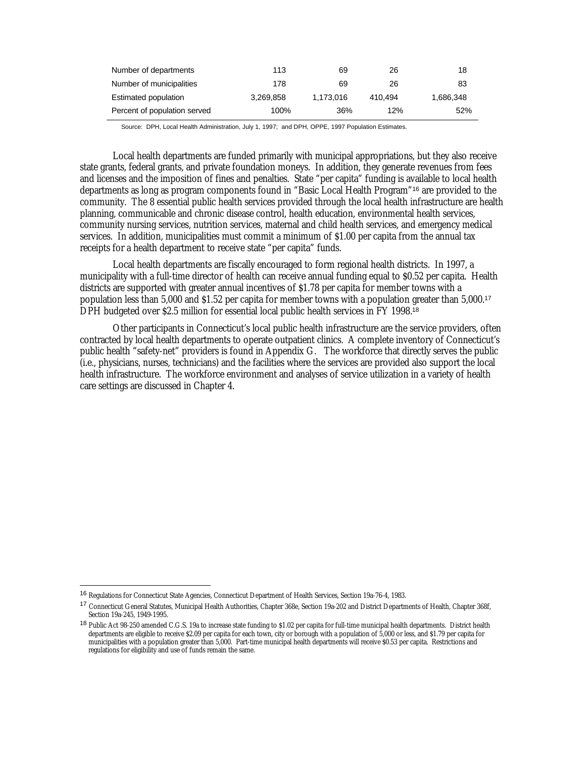| | | | | |
|---|---|---|---|---|
| Number of departments | 113 | 69 | 26 | 18 |
| Number of municipalities | 178 | 69 | 26 | 83 |
| Estimated population | 3,269,858 | 1,173,016 | 410,494 | 1,686,348 |
| Percent of population served | 100% | 36% | 12% | 52% |

Source: DPH, Local Health Administration, July 1, 1997; and DPH, OPPE, 1997 Population Estimates.

Local health departments are funded primarily with municipal appropriations, but they also receive state grants, federal grants, and private foundation moneys. In addition, they generate revenues from fees and licenses and the imposition of fines and penalties. State "per capita" funding is available to local health departments as long as program components found in "Basic Local Health Program"[16] are provided to the community. The 8 essential public health services provided through the local health infrastructure are health planning, communicable and chronic disease control, health education, environmental health services, community nursing services, nutrition services, maternal and child health services, and emergency medical services. In addition, municipalities must commit a minimum of $1.00 per capita from the annual tax receipts for a health department to receive state "per capita" funds.

Local health departments are fiscally encouraged to form regional health districts. In 1997, a municipality with a full-time director of health can receive annual funding equal to $0.52 per capita. Health districts are supported with greater annual incentives of $1.78 per capita for member towns with a population less than 5,000 and $1.52 per capita for member towns with a population greater than 5,000.[17] DPH budgeted over $2.5 million for essential local public health services in FY 1998.[18]

Other participants in Connecticut's local public health infrastructure are the service providers, often contracted by local health departments to operate outpatient clinics. A complete inventory of Connecticut's public health "safety-net" providers is found in Appendix G. The workforce that directly serves the public (i.e., physicians, nurses, technicians) and the facilities where the services are provided also support the local health infrastructure. The workforce environment and analyses of service utilization in a variety of health care settings are discussed in Chapter 4.

---

[16] Regulations for Connecticut State Agencies, Connecticut Department of Health Services, Section 19a-76-4, 1983.

[17] Connecticut General Statutes, Municipal Health Authorities, Chapter 368e, Section 19a-202 and District Departments of Health, Chapter 368f, Section 19a-245, 1949-1995.

[18] Public Act 98-250 amended C.G.S. 19a to increase state funding to $1.02 per capita for full-time municipal health departments. District health departments are eligible to receive $2.09 per capita for each town, city or borough with a population of 5,000 or less, and $1.79 per capita for municipalities with a population greater than 5,000. Part-time municipal health departments will receive $0.53 per capita. Restrictions and regulations for eligibility and use of funds remain the same.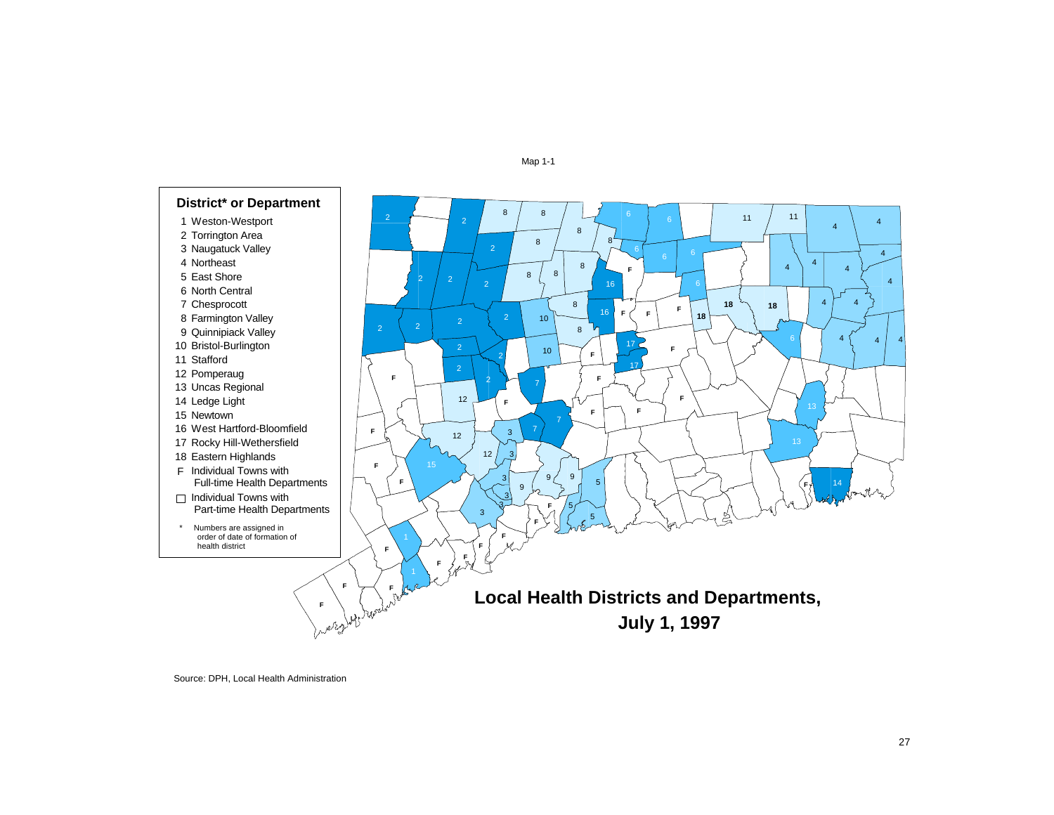Map 1-1

**District* or Department**

1 Weston-Westport
2 Torrington Area
3 Naugatuck Valley
4 Northeast
5 East Shore
6 North Central
7 Chesprocott
8 Farmington Valley
9 Quinnipiack Valley
10 Bristol-Burlington
11 Stafford
12 Pomperaug
13 Uncas Regional
14 Ledge Light
15 Newtown
16 West Hartford-Bloomfield
17 Rocky Hill-Wethersfield
18 Eastern Highlands
F Individual Towns with Full-time Health Departments
□ Individual Towns with Part-time Health Departments

* Numbers are assigned in order of date of formation of health district

# Local Health Districts and Departments, July 1, 1997

Source: DPH, Local Health Administration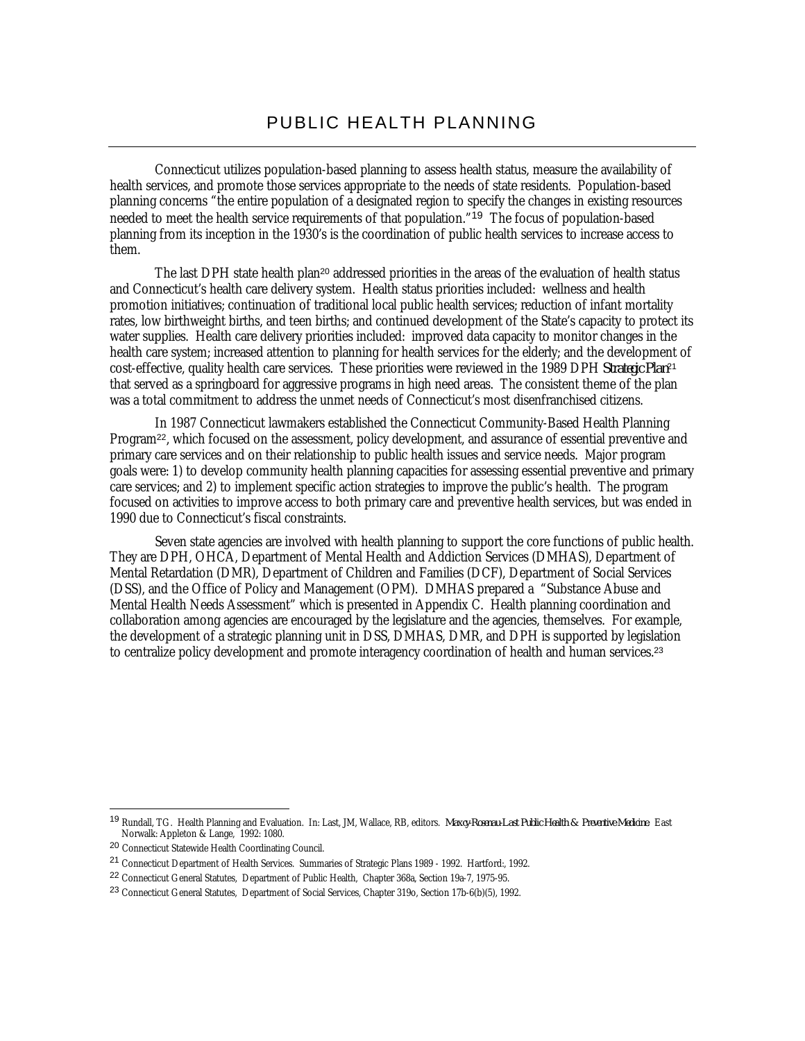# PUBLIC HEALTH PLANNING

Connecticut utilizes population-based planning to assess health status, measure the availability of health services, and promote those services appropriate to the needs of state residents. Population-based planning concerns "the entire population of a designated region to specify the changes in existing resources needed to meet the health service requirements of that population."[19] The focus of population-based planning from its inception in the 1930's is the coordination of public health services to increase access to them.

The last DPH state health plan[20] addressed priorities in the areas of the evaluation of health status and Connecticut's health care delivery system. Health status priorities included: wellness and health promotion initiatives; continuation of traditional local public health services; reduction of infant mortality rates, low birthweight births, and teen births; and continued development of the State's capacity to protect its water supplies. Health care delivery priorities included: improved data capacity to monitor changes in the health care system; increased attention to planning for health services for the elderly; and the development of cost-effective, quality health care services. These priorities were reviewed in the 1989 DPH *Strategic Plan*[21] that served as a springboard for aggressive programs in high need areas. The consistent theme of the plan was a total commitment to address the unmet needs of Connecticut's most disenfranchised citizens.

In 1987 Connecticut lawmakers established the Connecticut Community-Based Health Planning Program[22], which focused on the assessment, policy development, and assurance of essential preventive and primary care services and on their relationship to public health issues and service needs. Major program goals were: 1) to develop community health planning capacities for assessing essential preventive and primary care services; and 2) to implement specific action strategies to improve the public's health. The program focused on activities to improve access to both primary care and preventive health services, but was ended in 1990 due to Connecticut's fiscal constraints.

Seven state agencies are involved with health planning to support the core functions of public health. They are DPH, OHCA, Department of Mental Health and Addiction Services (DMHAS), Department of Mental Retardation (DMR), Department of Children and Families (DCF), Department of Social Services (DSS), and the Office of Policy and Management (OPM). DMHAS prepared a "Substance Abuse and Mental Health Needs Assessment" which is presented in Appendix C. Health planning coordination and collaboration among agencies are encouraged by the legislature and the agencies, themselves. For example, the development of a strategic planning unit in DSS, DMHAS, DMR, and DPH is supported by legislation to centralize policy development and promote interagency coordination of health and human services.[23]

---

[19] Rundall, TG. Health Planning and Evaluation. In: Last, JM, Wallace, RB, editors. *Maxcy-Rosenau-Last Public Health & Preventive Medicine*. East Norwalk: Appleton & Lange, 1992: 1080.

[20] Connecticut Statewide Health Coordinating Council.

[21] Connecticut Department of Health Services. Summaries of Strategic Plans 1989 - 1992. Hartford:, 1992.

[22] Connecticut General Statutes, Department of Public Health, Chapter 368a, Section 19a-7, 1975-95.

[23] Connecticut General Statutes, Department of Social Services, Chapter 319o, Section 17b-6(b)(5), 1992.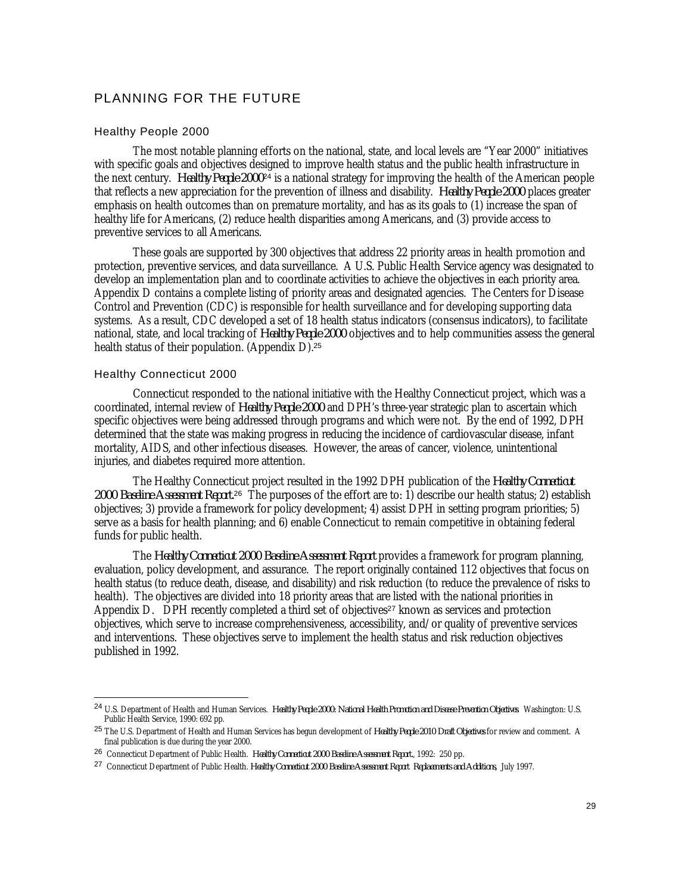## PLANNING FOR THE FUTURE

### Healthy People 2000

The most notable planning efforts on the national, state, and local levels are "Year 2000" initiatives with specific goals and objectives designed to improve health status and the public health infrastructure in the next century. *Healthy People 2000*[24] is a national strategy for improving the health of the American people that reflects a new appreciation for the prevention of illness and disability. *Healthy People 2000* places greater emphasis on health outcomes than on premature mortality, and has as its goals to (1) increase the span of healthy life for Americans, (2) reduce health disparities among Americans, and (3) provide access to preventive services to all Americans.

These goals are supported by 300 objectives that address 22 priority areas in health promotion and protection, preventive services, and data surveillance. A U.S. Public Health Service agency was designated to develop an implementation plan and to coordinate activities to achieve the objectives in each priority area. Appendix D contains a complete listing of priority areas and designated agencies. The Centers for Disease Control and Prevention (CDC) is responsible for health surveillance and for developing supporting data systems. As a result, CDC developed a set of 18 health status indicators (consensus indicators), to facilitate national, state, and local tracking of *Healthy People 2000* objectives and to help communities assess the general health status of their population. (Appendix D).[25]

### Healthy Connecticut 2000

Connecticut responded to the national initiative with the Healthy Connecticut project, which was a coordinated, internal review of *Healthy People 2000* and DPH's three-year strategic plan to ascertain which specific objectives were being addressed through programs and which were not. By the end of 1992, DPH determined that the state was making progress in reducing the incidence of cardiovascular disease, infant mortality, AIDS, and other infectious diseases. However, the areas of cancer, violence, unintentional injuries, and diabetes required more attention.

The Healthy Connecticut project resulted in the 1992 DPH publication of the *Healthy Connecticut 2000 Baseline Assessment Report*.[26] The purposes of the effort are to: 1) describe our health status; 2) establish objectives; 3) provide a framework for policy development; 4) assist DPH in setting program priorities; 5) serve as a basis for health planning; and 6) enable Connecticut to remain competitive in obtaining federal funds for public health.

The *Healthy Connecticut 2000 Baseline Assessment Report* provides a framework for program planning, evaluation, policy development, and assurance. The report originally contained 112 objectives that focus on health status (to reduce death, disease, and disability) and risk reduction (to reduce the prevalence of risks to health). The objectives are divided into 18 priority areas that are listed with the national priorities in Appendix D. DPH recently completed a third set of objectives[27] known as services and protection objectives, which serve to increase comprehensiveness, accessibility, and/or quality of preventive services and interventions. These objectives serve to implement the health status and risk reduction objectives published in 1992.

---

[24] U.S. Department of Health and Human Services. *Healthy People 2000: National Health Promotion and Disease Prevention Objectives*. Washington: U.S. Public Health Service, 1990: 692 pp.

[25] The U.S. Department of Health and Human Services has begun development of *Healthy People 2010 Draft Objectives* for review and comment. A final publication is due during the year 2000.

[26] Connecticut Department of Public Health. *Healthy Connecticut 2000 Baseline Assessment Report*., 1992: 250 pp.

[27] Connecticut Department of Public Health. *Healthy Connecticut 2000 Baseline Assessment Report Replacements and Additions*, July 1997.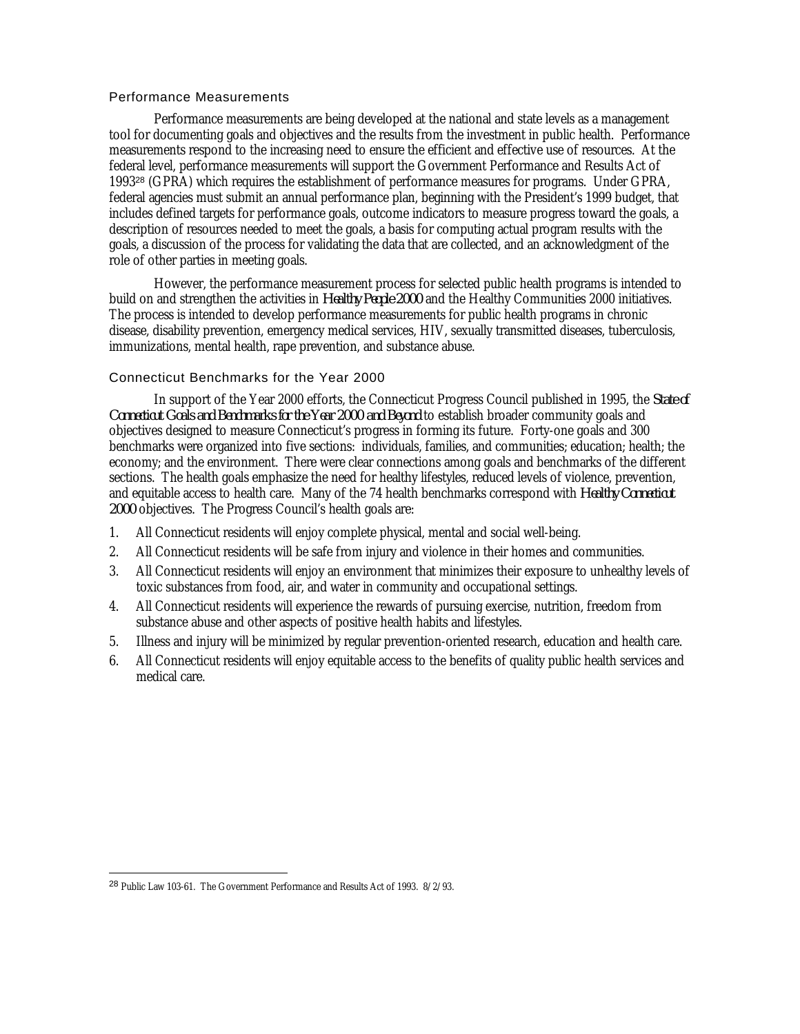## Performance Measurements

Performance measurements are being developed at the national and state levels as a management tool for documenting goals and objectives and the results from the investment in public health. Performance measurements respond to the increasing need to ensure the efficient and effective use of resources. At the federal level, performance measurements will support the Government Performance and Results Act of 1993[28] (GPRA) which requires the establishment of performance measures for programs. Under GPRA, federal agencies must submit an annual performance plan, beginning with the President's 1999 budget, that includes defined targets for performance goals, outcome indicators to measure progress toward the goals, a description of resources needed to meet the goals, a basis for computing actual program results with the goals, a discussion of the process for validating the data that are collected, and an acknowledgment of the role of other parties in meeting goals.

However, the performance measurement process for selected public health programs is intended to build on and strengthen the activities in *Healthy People 2000* and the Healthy Communities 2000 initiatives. The process is intended to develop performance measurements for public health programs in chronic disease, disability prevention, emergency medical services, HIV, sexually transmitted diseases, tuberculosis, immunizations, mental health, rape prevention, and substance abuse.

## Connecticut Benchmarks for the Year 2000

In support of the Year 2000 efforts, the Connecticut Progress Council published in 1995, the *State of Connecticut Goals and Benchmarks for the Year 2000 and Beyond* to establish broader community goals and objectives designed to measure Connecticut's progress in forming its future. Forty-one goals and 300 benchmarks were organized into five sections: individuals, families, and communities; education; health; the economy; and the environment. There were clear connections among goals and benchmarks of the different sections. The health goals emphasize the need for healthy lifestyles, reduced levels of violence, prevention, and equitable access to health care. Many of the 74 health benchmarks correspond with *Healthy Connecticut 2000* objectives. The Progress Council's health goals are:

1. All Connecticut residents will enjoy complete physical, mental and social well-being.
2. All Connecticut residents will be safe from injury and violence in their homes and communities.
3. All Connecticut residents will enjoy an environment that minimizes their exposure to unhealthy levels of toxic substances from food, air, and water in community and occupational settings.
4. All Connecticut residents will experience the rewards of pursuing exercise, nutrition, freedom from substance abuse and other aspects of positive health habits and lifestyles.
5. Illness and injury will be minimized by regular prevention-oriented research, education and health care.
6. All Connecticut residents will enjoy equitable access to the benefits of quality public health services and medical care.

---

[28] Public Law 103-61. The Government Performance and Results Act of 1993. 8/2/93.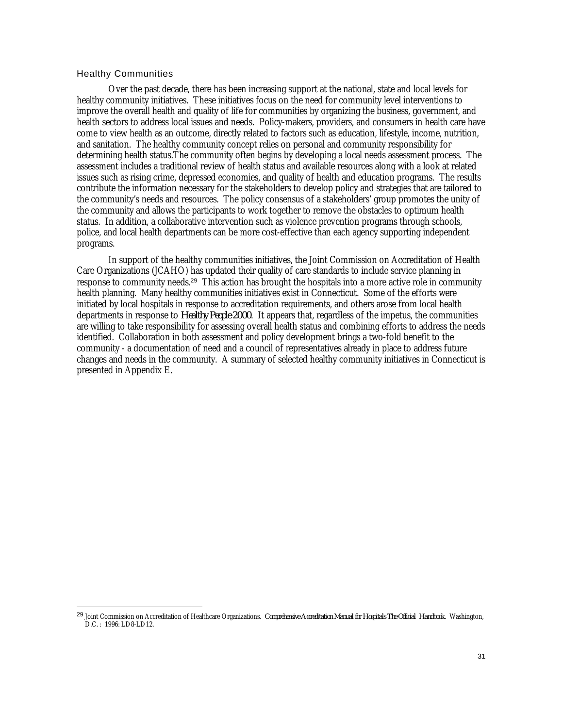### Healthy Communities

Over the past decade, there has been increasing support at the national, state and local levels for healthy community initiatives. These initiatives focus on the need for community level interventions to improve the overall health and quality of life for communities by organizing the business, government, and health sectors to address local issues and needs. Policy-makers, providers, and consumers in health care have come to view health as an outcome, directly related to factors such as education, lifestyle, income, nutrition, and sanitation. The healthy community concept relies on personal and community responsibility for determining health status.The community often begins by developing a local needs assessment process. The assessment includes a traditional review of health status and available resources along with a look at related issues such as rising crime, depressed economies, and quality of health and education programs. The results contribute the information necessary for the stakeholders to develop policy and strategies that are tailored to the community's needs and resources. The policy consensus of a stakeholders' group promotes the unity of the community and allows the participants to work together to remove the obstacles to optimum health status. In addition, a collaborative intervention such as violence prevention programs through schools, police, and local health departments can be more cost-effective than each agency supporting independent programs.

In support of the healthy communities initiatives, the Joint Commission on Accreditation of Health Care Organizations (JCAHO) has updated their quality of care standards to include service planning in response to community needs.[29] This action has brought the hospitals into a more active role in community health planning. Many healthy communities initiatives exist in Connecticut. Some of the efforts were initiated by local hospitals in response to accreditation requirements, and others arose from local health departments in response to *Healthy People 2000*. It appears that, regardless of the impetus, the communities are willing to take responsibility for assessing overall health status and combining efforts to address the needs identified. Collaboration in both assessment and policy development brings a two-fold benefit to the community - a documentation of need and a council of representatives already in place to address future changes and needs in the community. A summary of selected healthy community initiatives in Connecticut is presented in Appendix E.

---

[29] Joint Commission on Accreditation of Healthcare Organizations. *Comprehensive Accreditation Manual for Hospitals The Official Handbook.* Washington, D.C. : 1996: LD8-LD12.